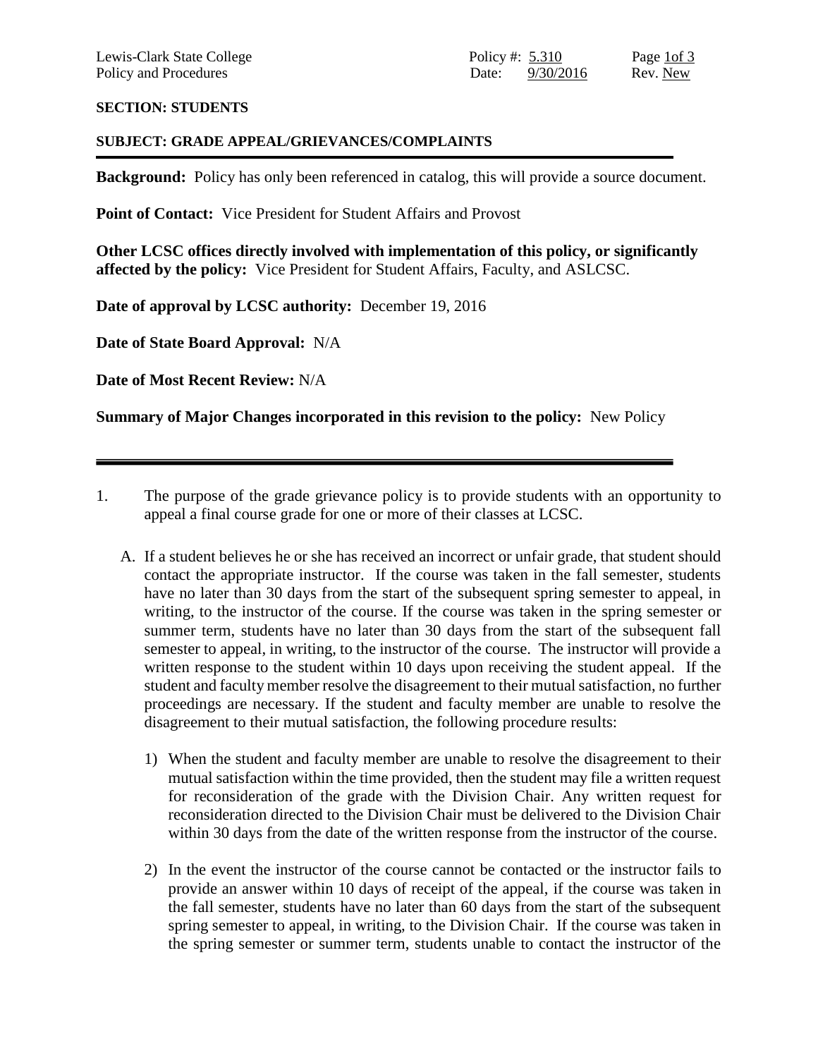Lewis-Clark State College
Policy and Procedures

Policy #: 5.310
Date: 9/30/2016
Rev. New

**SECTION: STUDENTS**

**SUBJECT: GRADE APPEAL/GRIEVANCES/COMPLAINTS**

---

**Background:** Policy has only been referenced in catalog, this will provide a source document.

**Point of Contact:** Vice President for Student Affairs and Provost

**Other LCSC offices directly involved with implementation of this policy, or significantly affected by the policy:** Vice President for Student Affairs, Faculty, and ASLCSC.

**Date of approval by LCSC authority:** December 19, 2016

**Date of State Board Approval:** N/A

**Date of Most Recent Review:** N/A

**Summary of Major Changes incorporated in this revision to the policy:** New Policy

---

1. The purpose of the grade grievance policy is to provide students with an opportunity to appeal a final course grade for one or more of their classes at LCSC.

   A. If a student believes he or she has received an incorrect or unfair grade, that student should contact the appropriate instructor. If the course was taken in the fall semester, students have no later than 30 days from the start of the subsequent spring semester to appeal, in writing, to the instructor of the course. If the course was taken in the spring semester or summer term, students have no later than 30 days from the start of the subsequent fall semester to appeal, in writing, to the instructor of the course. The instructor will provide a written response to the student within 10 days upon receiving the student appeal. If the student and faculty member resolve the disagreement to their mutual satisfaction, no further proceedings are necessary. If the student and faculty member are unable to resolve the disagreement to their mutual satisfaction, the following procedure results:

      1) When the student and faculty member are unable to resolve the disagreement to their mutual satisfaction within the time provided, then the student may file a written request for reconsideration of the grade with the Division Chair. Any written request for reconsideration directed to the Division Chair must be delivered to the Division Chair within 30 days from the date of the written response from the instructor of the course.

      2) In the event the instructor of the course cannot be contacted or the instructor fails to provide an answer within 10 days of receipt of the appeal, if the course was taken in the fall semester, students have no later than 60 days from the start of the subsequent spring semester to appeal, in writing, to the Division Chair. If the course was taken in the spring semester or summer term, students unable to contact the instructor of the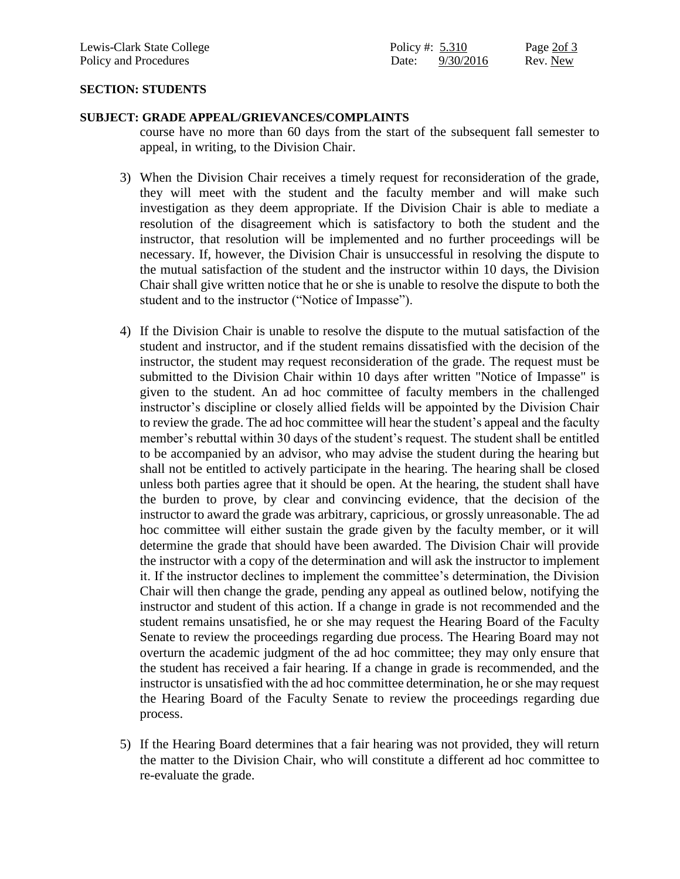**SECTION: STUDENTS**

**SUBJECT: GRADE APPEAL/GRIEVANCES/COMPLAINTS**

course have no more than 60 days from the start of the subsequent fall semester to appeal, in writing, to the Division Chair.

3) When the Division Chair receives a timely request for reconsideration of the grade, they will meet with the student and the faculty member and will make such investigation as they deem appropriate. If the Division Chair is able to mediate a resolution of the disagreement which is satisfactory to both the student and the instructor, that resolution will be implemented and no further proceedings will be necessary. If, however, the Division Chair is unsuccessful in resolving the dispute to the mutual satisfaction of the student and the instructor within 10 days, the Division Chair shall give written notice that he or she is unable to resolve the dispute to both the student and to the instructor ("Notice of Impasse").

4) If the Division Chair is unable to resolve the dispute to the mutual satisfaction of the student and instructor, and if the student remains dissatisfied with the decision of the instructor, the student may request reconsideration of the grade. The request must be submitted to the Division Chair within 10 days after written "Notice of Impasse" is given to the student. An ad hoc committee of faculty members in the challenged instructor's discipline or closely allied fields will be appointed by the Division Chair to review the grade. The ad hoc committee will hear the student's appeal and the faculty member's rebuttal within 30 days of the student's request. The student shall be entitled to be accompanied by an advisor, who may advise the student during the hearing but shall not be entitled to actively participate in the hearing. The hearing shall be closed unless both parties agree that it should be open. At the hearing, the student shall have the burden to prove, by clear and convincing evidence, that the decision of the instructor to award the grade was arbitrary, capricious, or grossly unreasonable. The ad hoc committee will either sustain the grade given by the faculty member, or it will determine the grade that should have been awarded. The Division Chair will provide the instructor with a copy of the determination and will ask the instructor to implement it. If the instructor declines to implement the committee's determination, the Division Chair will then change the grade, pending any appeal as outlined below, notifying the instructor and student of this action. If a change in grade is not recommended and the student remains unsatisfied, he or she may request the Hearing Board of the Faculty Senate to review the proceedings regarding due process. The Hearing Board may not overturn the academic judgment of the ad hoc committee; they may only ensure that the student has received a fair hearing. If a change in grade is recommended, and the instructor is unsatisfied with the ad hoc committee determination, he or she may request the Hearing Board of the Faculty Senate to review the proceedings regarding due process.

5) If the Hearing Board determines that a fair hearing was not provided, they will return the matter to the Division Chair, who will constitute a different ad hoc committee to re-evaluate the grade.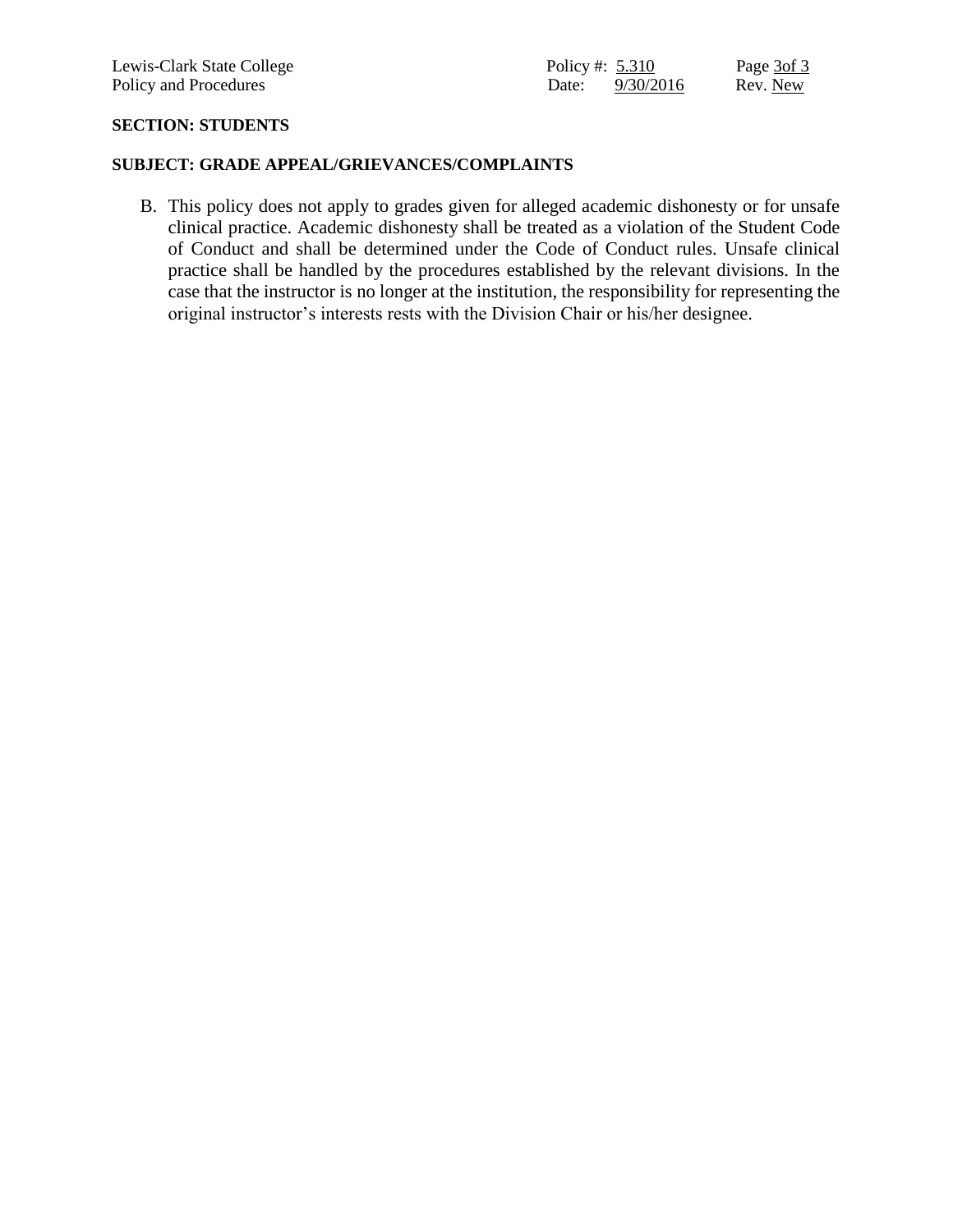**SECTION: STUDENTS**

**SUBJECT: GRADE APPEAL/GRIEVANCES/COMPLAINTS**

B. This policy does not apply to grades given for alleged academic dishonesty or for unsafe clinical practice. Academic dishonesty shall be treated as a violation of the Student Code of Conduct and shall be determined under the Code of Conduct rules. Unsafe clinical practice shall be handled by the procedures established by the relevant divisions. In the case that the instructor is no longer at the institution, the responsibility for representing the original instructor's interests rests with the Division Chair or his/her designee.